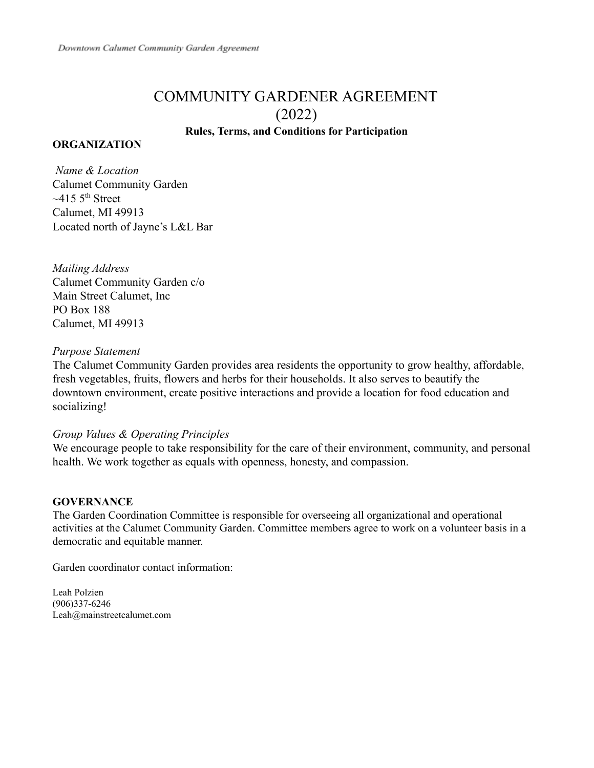# COMMUNITY GARDENER AGREEMENT (2022)

**Rules, Terms, and Conditions for Participation**

## ORGANIZATION

*Name & Location*
Calumet Community Garden
~415 5th Street
Calumet, MI 49913
Located north of Jayne's L&L Bar

*Mailing Address*
Calumet Community Garden c/o
Main Street Calumet, Inc
PO Box 188
Calumet, MI 49913

*Purpose Statement*
The Calumet Community Garden provides area residents the opportunity to grow healthy, affordable, fresh vegetables, fruits, flowers and herbs for their households. It also serves to beautify the downtown environment, create positive interactions and provide a location for food education and socializing!

*Group Values & Operating Principles*
We encourage people to take responsibility for the care of their environment, community, and personal health. We work together as equals with openness, honesty, and compassion.

## GOVERNANCE

The Garden Coordination Committee is responsible for overseeing all organizational and operational activities at the Calumet Community Garden. Committee members agree to work on a volunteer basis in a democratic and equitable manner.

Garden coordinator contact information:

Leah Polzien
(906)337-6246
Leah@mainstreetcalumet.com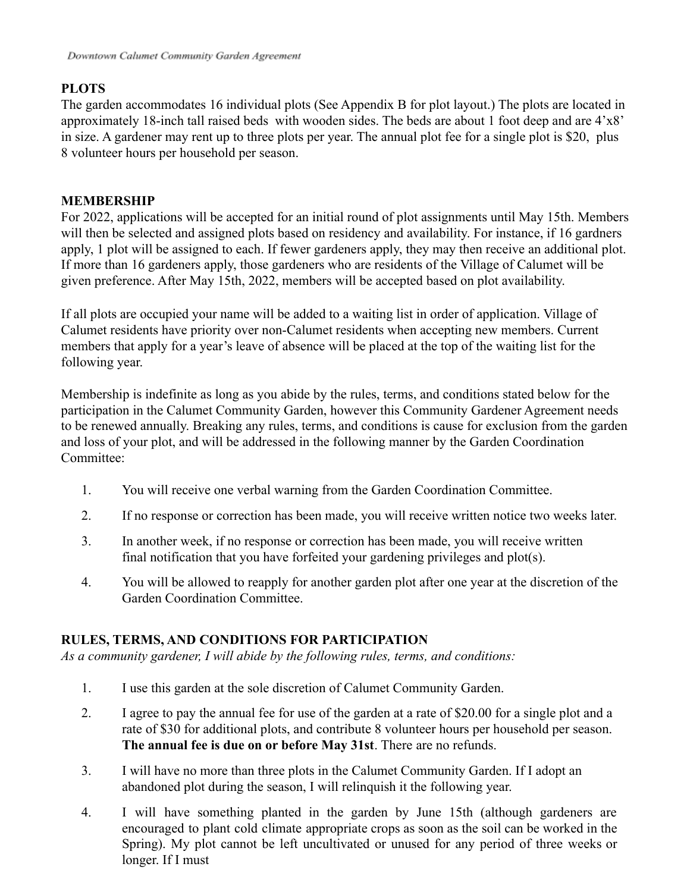## PLOTS

The garden accommodates 16 individual plots (See Appendix B for plot layout.) The plots are located in approximately 18-inch tall raised beds with wooden sides. The beds are about 1 foot deep and are 4'x8' in size. A gardener may rent up to three plots per year. The annual plot fee for a single plot is $20, plus 8 volunteer hours per household per season.

## MEMBERSHIP

For 2022, applications will be accepted for an initial round of plot assignments until May 15th. Members will then be selected and assigned plots based on residency and availability. For instance, if 16 gardners apply, 1 plot will be assigned to each. If fewer gardeners apply, they may then receive an additional plot. If more than 16 gardeners apply, those gardeners who are residents of the Village of Calumet will be given preference. After May 15th, 2022, members will be accepted based on plot availability.

If all plots are occupied your name will be added to a waiting list in order of application. Village of Calumet residents have priority over non-Calumet residents when accepting new members. Current members that apply for a year's leave of absence will be placed at the top of the waiting list for the following year.

Membership is indefinite as long as you abide by the rules, terms, and conditions stated below for the participation in the Calumet Community Garden, however this Community Gardener Agreement needs to be renewed annually. Breaking any rules, terms, and conditions is cause for exclusion from the garden and loss of your plot, and will be addressed in the following manner by the Garden Coordination Committee:

1. You will receive one verbal warning from the Garden Coordination Committee.
2. If no response or correction has been made, you will receive written notice two weeks later.
3. In another week, if no response or correction has been made, you will receive written final notification that you have forfeited your gardening privileges and plot(s).
4. You will be allowed to reapply for another garden plot after one year at the discretion of the Garden Coordination Committee.

## RULES, TERMS, AND CONDITIONS FOR PARTICIPATION

*As a community gardener, I will abide by the following rules, terms, and conditions:*

1. I use this garden at the sole discretion of Calumet Community Garden.
2. I agree to pay the annual fee for use of the garden at a rate of $20.00 for a single plot and a rate of $30 for additional plots, and contribute 8 volunteer hours per household per season. **The annual fee is due on or before May 31st**. There are no refunds.
3. I will have no more than three plots in the Calumet Community Garden. If I adopt an abandoned plot during the season, I will relinquish it the following year.
4. I will have something planted in the garden by June 15th (although gardeners are encouraged to plant cold climate appropriate crops as soon as the soil can be worked in the Spring). My plot cannot be left uncultivated or unused for any period of three weeks or longer. If I must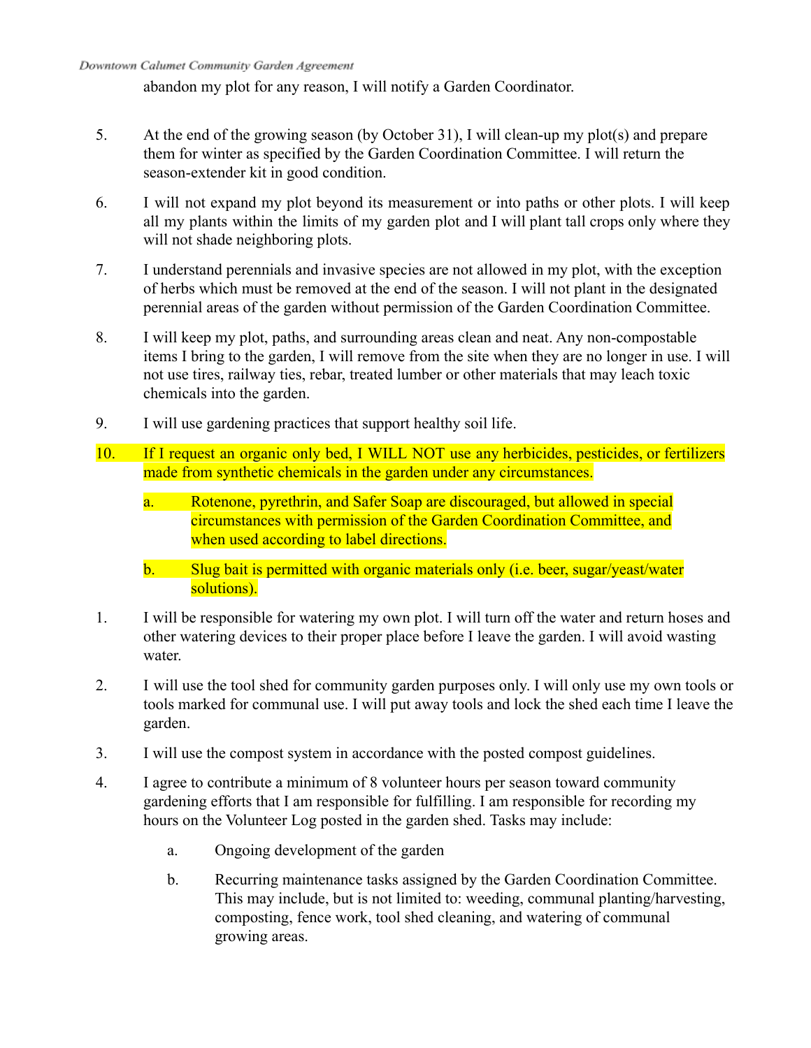abandon my plot for any reason, I will notify a Garden Coordinator.

5. At the end of the growing season (by October 31), I will clean-up my plot(s) and prepare them for winter as specified by the Garden Coordination Committee. I will return the season-extender kit in good condition.

6. I will not expand my plot beyond its measurement or into paths or other plots. I will keep all my plants within the limits of my garden plot and I will plant tall crops only where they will not shade neighboring plots.

7. I understand perennials and invasive species are not allowed in my plot, with the exception of herbs which must be removed at the end of the season. I will not plant in the designated perennial areas of the garden without permission of the Garden Coordination Committee.

8. I will keep my plot, paths, and surrounding areas clean and neat. Any non-compostable items I bring to the garden, I will remove from the site when they are no longer in use. I will not use tires, railway ties, rebar, treated lumber or other materials that may leach toxic chemicals into the garden.

9. I will use gardening practices that support healthy soil life.

10. If I request an organic only bed, I WILL NOT use any herbicides, pesticides, or fertilizers made from synthetic chemicals in the garden under any circumstances.

    a. Rotenone, pyrethrin, and Safer Soap are discouraged, but allowed in special circumstances with permission of the Garden Coordination Committee, and when used according to label directions.

    b. Slug bait is permitted with organic materials only (i.e. beer, sugar/yeast/water solutions).

1. I will be responsible for watering my own plot. I will turn off the water and return hoses and other watering devices to their proper place before I leave the garden. I will avoid wasting water.

2. I will use the tool shed for community garden purposes only. I will only use my own tools or tools marked for communal use. I will put away tools and lock the shed each time I leave the garden.

3. I will use the compost system in accordance with the posted compost guidelines.

4. I agree to contribute a minimum of 8 volunteer hours per season toward community gardening efforts that I am responsible for fulfilling. I am responsible for recording my hours on the Volunteer Log posted in the garden shed. Tasks may include:

    a. Ongoing development of the garden

    b. Recurring maintenance tasks assigned by the Garden Coordination Committee. This may include, but is not limited to: weeding, communal planting/harvesting, composting, fence work, tool shed cleaning, and watering of communal growing areas.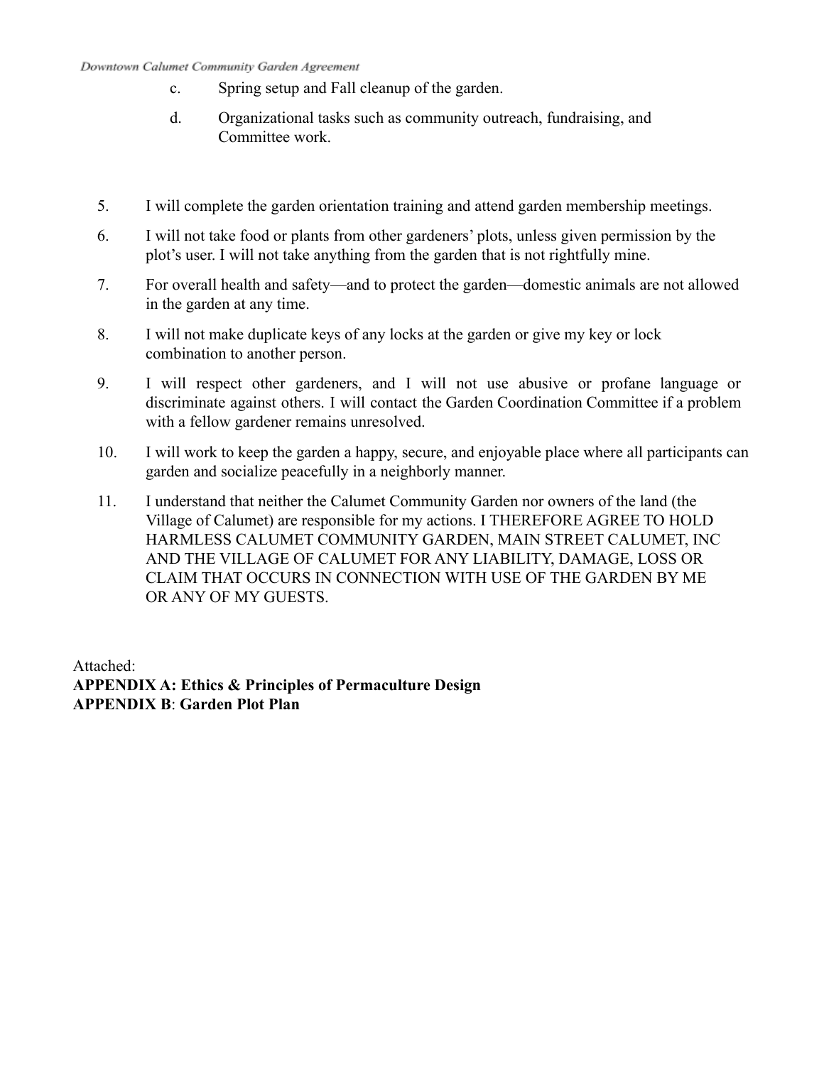c. Spring setup and Fall cleanup of the garden.

d. Organizational tasks such as community outreach, fundraising, and Committee work.

5. I will complete the garden orientation training and attend garden membership meetings.
6. I will not take food or plants from other gardeners' plots, unless given permission by the plot's user. I will not take anything from the garden that is not rightfully mine.
7. For overall health and safety—and to protect the garden—domestic animals are not allowed in the garden at any time.
8. I will not make duplicate keys of any locks at the garden or give my key or lock combination to another person.
9. I will respect other gardeners, and I will not use abusive or profane language or discriminate against others. I will contact the Garden Coordination Committee if a problem with a fellow gardener remains unresolved.
10. I will work to keep the garden a happy, secure, and enjoyable place where all participants can garden and socialize peacefully in a neighborly manner.
11. I understand that neither the Calumet Community Garden nor owners of the land (the Village of Calumet) are responsible for my actions. I THEREFORE AGREE TO HOLD HARMLESS CALUMET COMMUNITY GARDEN, MAIN STREET CALUMET, INC AND THE VILLAGE OF CALUMET FOR ANY LIABILITY, DAMAGE, LOSS OR CLAIM THAT OCCURS IN CONNECTION WITH USE OF THE GARDEN BY ME OR ANY OF MY GUESTS.

Attached:
**APPENDIX A: Ethics & Principles of Permaculture Design**
**APPENDIX B**: **Garden Plot Plan**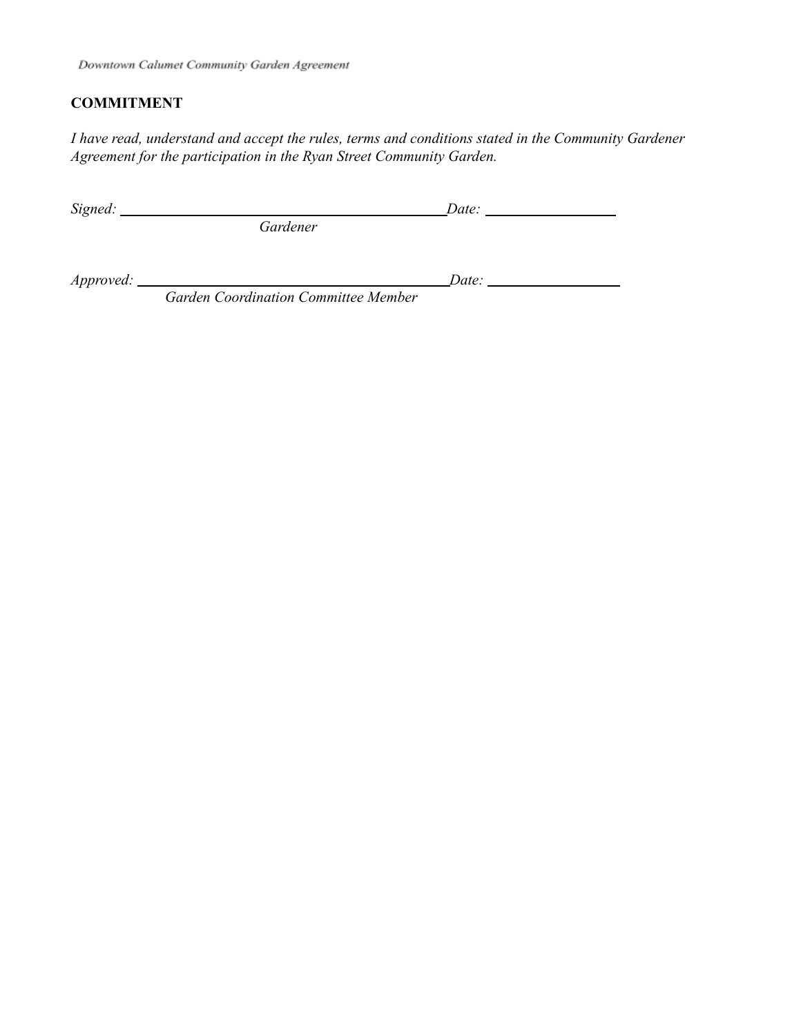## COMMITMENT

*I have read, understand and accept the rules, terms and conditions stated in the Community Gardener Agreement for the participation in the Ryan Street Community Garden.*

*Signed:* \_\_\_\_\_\_\_\_\_\_\_\_\_\_\_\_\_\_\_\_\_\_\_\_\_\_\_\_\_\_\_\_\_\_\_\_\_\_\_\_ *Date:* \_\_\_\_\_\_\_\_\_\_\_\_\_\_\_\_

*Gardener*

*Approved:* \_\_\_\_\_\_\_\_\_\_\_\_\_\_\_\_\_\_\_\_\_\_\_\_\_\_\_\_\_\_\_\_\_\_\_\_\_\_\_\_ *Date:* \_\_\_\_\_\_\_\_\_\_\_\_\_\_\_\_

*Garden Coordination Committee Member*